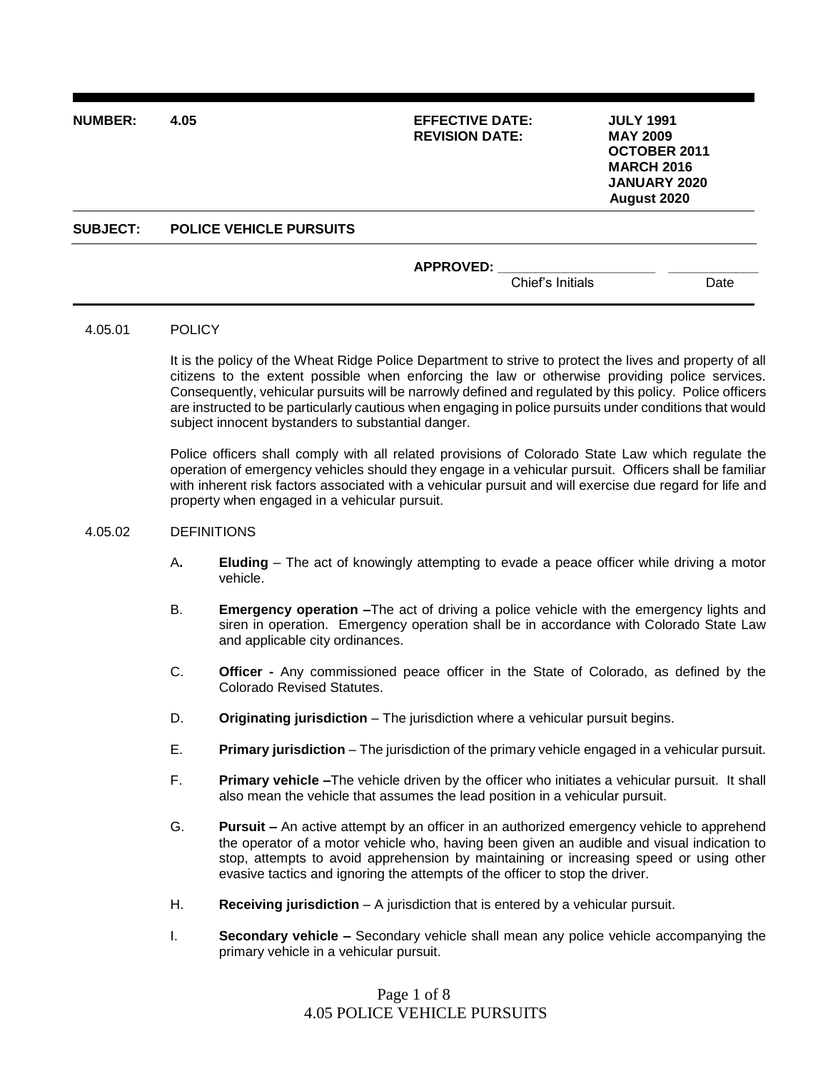| **NUMBER:** | **4.05** | **EFFECTIVE DATE:** | **JULY 1991** |
|---|---|---|---|
| | | **REVISION DATE:** | **MAY 2009** |
| | | | **OCTOBER 2011** |
| | | | **MARCH 2016** |
| | | | **JANUARY 2020** |
| | | | **August 2020** |

**SUBJECT: POLICE VEHICLE PURSUITS**

**APPROVED:** ____________________ ____________
Chief's Initials Date

## 4.05.01 POLICY

It is the policy of the Wheat Ridge Police Department to strive to protect the lives and property of all citizens to the extent possible when enforcing the law or otherwise providing police services. Consequently, vehicular pursuits will be narrowly defined and regulated by this policy. Police officers are instructed to be particularly cautious when engaging in police pursuits under conditions that would subject innocent bystanders to substantial danger.

Police officers shall comply with all related provisions of Colorado State Law which regulate the operation of emergency vehicles should they engage in a vehicular pursuit. Officers shall be familiar with inherent risk factors associated with a vehicular pursuit and will exercise due regard for life and property when engaged in a vehicular pursuit.

## 4.05.02 DEFINITIONS

A**.** **Eluding** – The act of knowingly attempting to evade a peace officer while driving a motor vehicle.

B. **Emergency operation –**The act of driving a police vehicle with the emergency lights and siren in operation. Emergency operation shall be in accordance with Colorado State Law and applicable city ordinances.

C. **Officer -** Any commissioned peace officer in the State of Colorado, as defined by the Colorado Revised Statutes.

D. **Originating jurisdiction** – The jurisdiction where a vehicular pursuit begins.

E. **Primary jurisdiction** – The jurisdiction of the primary vehicle engaged in a vehicular pursuit.

F. **Primary vehicle –**The vehicle driven by the officer who initiates a vehicular pursuit. It shall also mean the vehicle that assumes the lead position in a vehicular pursuit.

G. **Pursuit –** An active attempt by an officer in an authorized emergency vehicle to apprehend the operator of a motor vehicle who, having been given an audible and visual indication to stop, attempts to avoid apprehension by maintaining or increasing speed or using other evasive tactics and ignoring the attempts of the officer to stop the driver.

H. **Receiving jurisdiction** – A jurisdiction that is entered by a vehicular pursuit.

I. **Secondary vehicle –** Secondary vehicle shall mean any police vehicle accompanying the primary vehicle in a vehicular pursuit.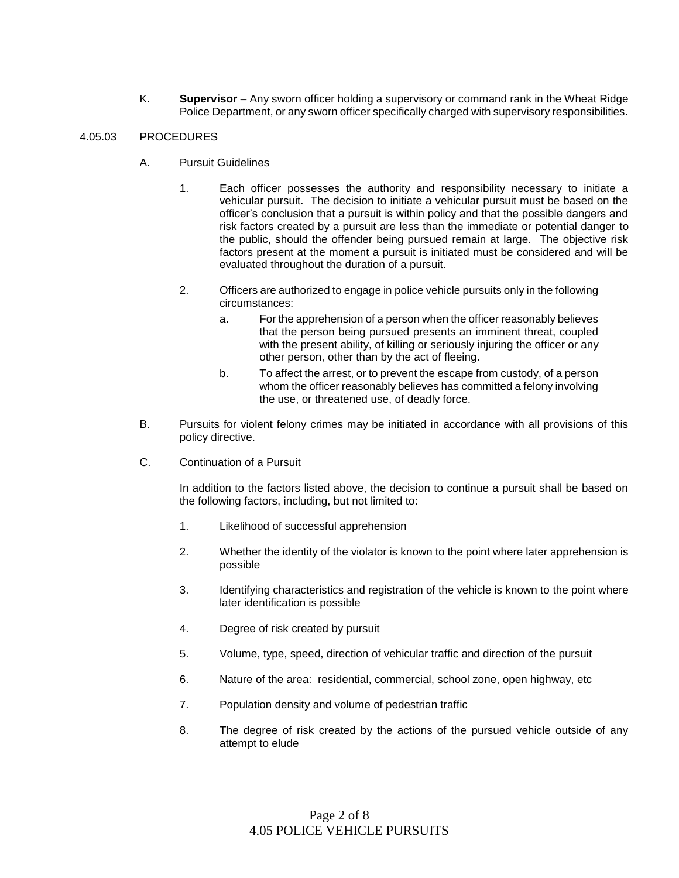K. **Supervisor –** Any sworn officer holding a supervisory or command rank in the Wheat Ridge Police Department, or any sworn officer specifically charged with supervisory responsibilities.

4.05.03 PROCEDURES

A. Pursuit Guidelines

1. Each officer possesses the authority and responsibility necessary to initiate a vehicular pursuit. The decision to initiate a vehicular pursuit must be based on the officer's conclusion that a pursuit is within policy and that the possible dangers and risk factors created by a pursuit are less than the immediate or potential danger to the public, should the offender being pursued remain at large. The objective risk factors present at the moment a pursuit is initiated must be considered and will be evaluated throughout the duration of a pursuit.

2. Officers are authorized to engage in police vehicle pursuits only in the following circumstances:

   a. For the apprehension of a person when the officer reasonably believes that the person being pursued presents an imminent threat, coupled with the present ability, of killing or seriously injuring the officer or any other person, other than by the act of fleeing.

   b. To affect the arrest, or to prevent the escape from custody, of a person whom the officer reasonably believes has committed a felony involving the use, or threatened use, of deadly force.

B. Pursuits for violent felony crimes may be initiated in accordance with all provisions of this policy directive.

C. Continuation of a Pursuit

In addition to the factors listed above, the decision to continue a pursuit shall be based on the following factors, including, but not limited to:

1. Likelihood of successful apprehension

2. Whether the identity of the violator is known to the point where later apprehension is possible

3. Identifying characteristics and registration of the vehicle is known to the point where later identification is possible

4. Degree of risk created by pursuit

5. Volume, type, speed, direction of vehicular traffic and direction of the pursuit

6. Nature of the area: residential, commercial, school zone, open highway, etc

7. Population density and volume of pedestrian traffic

8. The degree of risk created by the actions of the pursued vehicle outside of any attempt to elude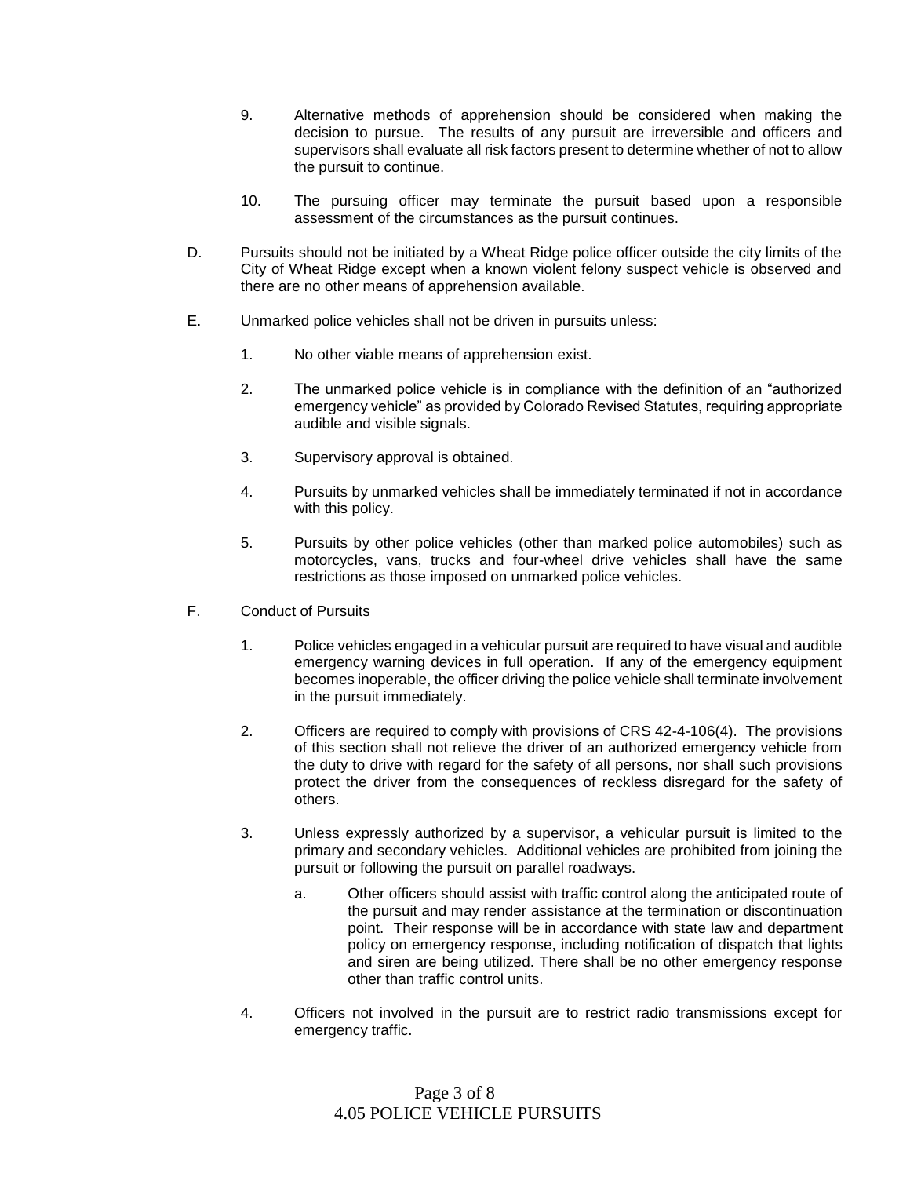9. Alternative methods of apprehension should be considered when making the decision to pursue. The results of any pursuit are irreversible and officers and supervisors shall evaluate all risk factors present to determine whether of not to allow the pursuit to continue.

10. The pursuing officer may terminate the pursuit based upon a responsible assessment of the circumstances as the pursuit continues.

D. Pursuits should not be initiated by a Wheat Ridge police officer outside the city limits of the City of Wheat Ridge except when a known violent felony suspect vehicle is observed and there are no other means of apprehension available.

E. Unmarked police vehicles shall not be driven in pursuits unless:

   1. No other viable means of apprehension exist.

   2. The unmarked police vehicle is in compliance with the definition of an "authorized emergency vehicle" as provided by Colorado Revised Statutes, requiring appropriate audible and visible signals.

   3. Supervisory approval is obtained.

   4. Pursuits by unmarked vehicles shall be immediately terminated if not in accordance with this policy.

   5. Pursuits by other police vehicles (other than marked police automobiles) such as motorcycles, vans, trucks and four-wheel drive vehicles shall have the same restrictions as those imposed on unmarked police vehicles.

F. Conduct of Pursuits

   1. Police vehicles engaged in a vehicular pursuit are required to have visual and audible emergency warning devices in full operation. If any of the emergency equipment becomes inoperable, the officer driving the police vehicle shall terminate involvement in the pursuit immediately.

   2. Officers are required to comply with provisions of CRS 42-4-106(4). The provisions of this section shall not relieve the driver of an authorized emergency vehicle from the duty to drive with regard for the safety of all persons, nor shall such provisions protect the driver from the consequences of reckless disregard for the safety of others.

   3. Unless expressly authorized by a supervisor, a vehicular pursuit is limited to the primary and secondary vehicles. Additional vehicles are prohibited from joining the pursuit or following the pursuit on parallel roadways.

      a. Other officers should assist with traffic control along the anticipated route of the pursuit and may render assistance at the termination or discontinuation point. Their response will be in accordance with state law and department policy on emergency response, including notification of dispatch that lights and siren are being utilized. There shall be no other emergency response other than traffic control units.

   4. Officers not involved in the pursuit are to restrict radio transmissions except for emergency traffic.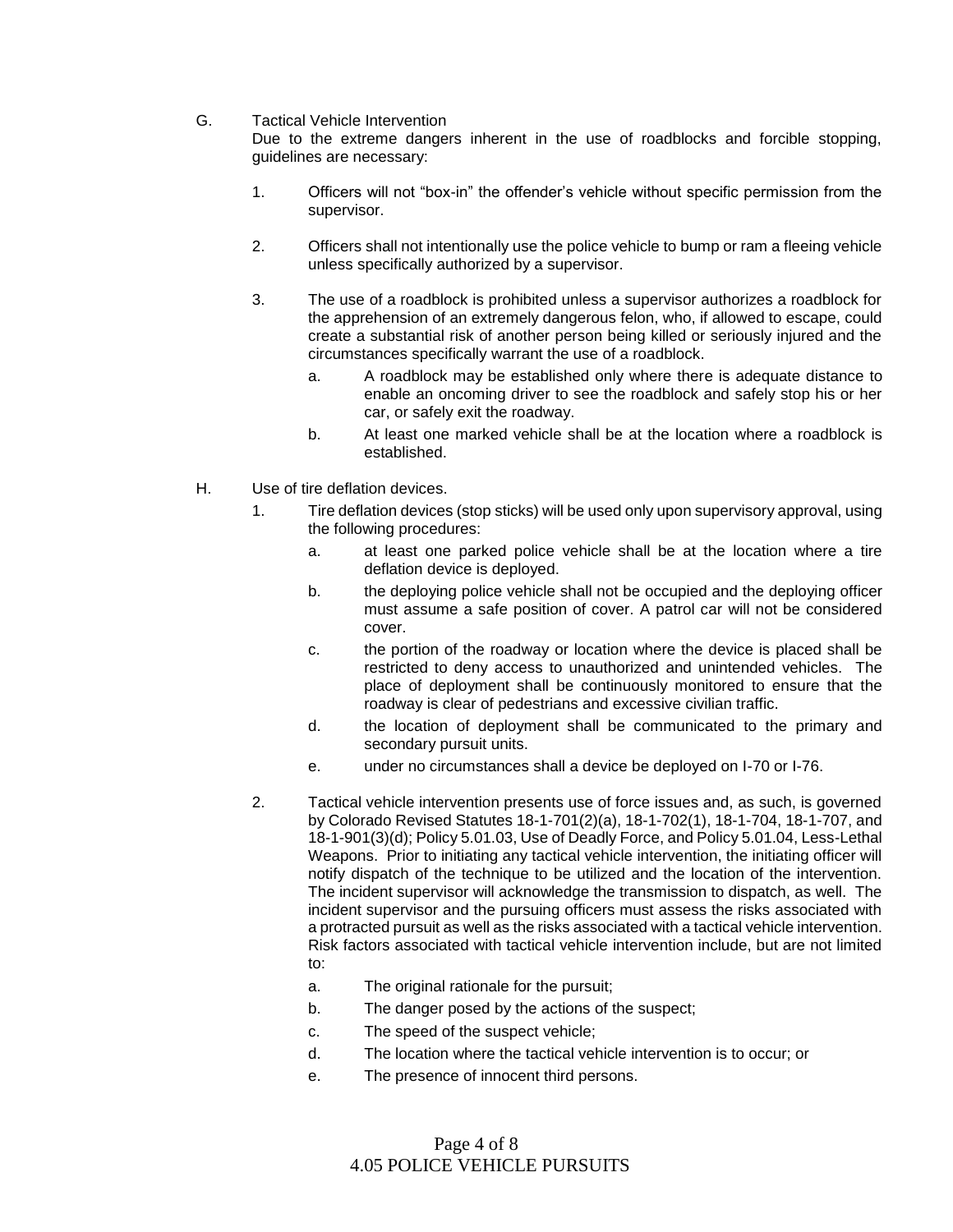G. Tactical Vehicle Intervention

Due to the extreme dangers inherent in the use of roadblocks and forcible stopping, guidelines are necessary:

1. Officers will not “box-in” the offender’s vehicle without specific permission from the supervisor.

2. Officers shall not intentionally use the police vehicle to bump or ram a fleeing vehicle unless specifically authorized by a supervisor.

3. The use of a roadblock is prohibited unless a supervisor authorizes a roadblock for the apprehension of an extremely dangerous felon, who, if allowed to escape, could create a substantial risk of another person being killed or seriously injured and the circumstances specifically warrant the use of a roadblock.
   - a. A roadblock may be established only where there is adequate distance to enable an oncoming driver to see the roadblock and safely stop his or her car, or safely exit the roadway.
   - b. At least one marked vehicle shall be at the location where a roadblock is established.

H. Use of tire deflation devices.

1. Tire deflation devices (stop sticks) will be used only upon supervisory approval, using the following procedures:
   - a. at least one parked police vehicle shall be at the location where a tire deflation device is deployed.
   - b. the deploying police vehicle shall not be occupied and the deploying officer must assume a safe position of cover. A patrol car will not be considered cover.
   - c. the portion of the roadway or location where the device is placed shall be restricted to deny access to unauthorized and unintended vehicles. The place of deployment shall be continuously monitored to ensure that the roadway is clear of pedestrians and excessive civilian traffic.
   - d. the location of deployment shall be communicated to the primary and secondary pursuit units.
   - e. under no circumstances shall a device be deployed on I-70 or I-76.

2. Tactical vehicle intervention presents use of force issues and, as such, is governed by Colorado Revised Statutes 18-1-701(2)(a), 18-1-702(1), 18-1-704, 18-1-707, and 18-1-901(3)(d); Policy 5.01.03, Use of Deadly Force, and Policy 5.01.04, Less-Lethal Weapons. Prior to initiating any tactical vehicle intervention, the initiating officer will notify dispatch of the technique to be utilized and the location of the intervention. The incident supervisor will acknowledge the transmission to dispatch, as well. The incident supervisor and the pursuing officers must assess the risks associated with a protracted pursuit as well as the risks associated with a tactical vehicle intervention. Risk factors associated with tactical vehicle intervention include, but are not limited to:
   - a. The original rationale for the pursuit;
   - b. The danger posed by the actions of the suspect;
   - c. The speed of the suspect vehicle;
   - d. The location where the tactical vehicle intervention is to occur; or
   - e. The presence of innocent third persons.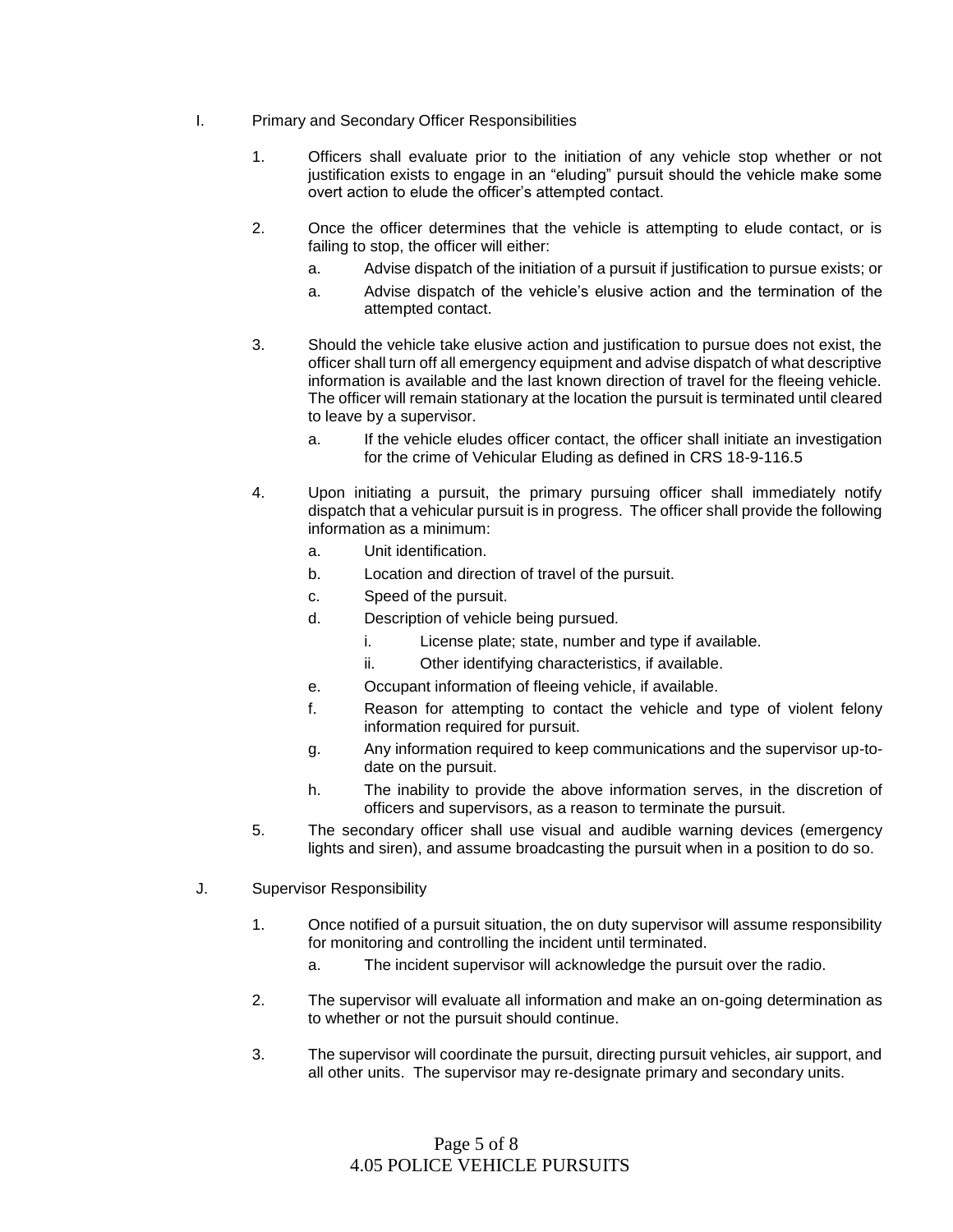I. Primary and Secondary Officer Responsibilities

1. Officers shall evaluate prior to the initiation of any vehicle stop whether or not justification exists to engage in an "eluding" pursuit should the vehicle make some overt action to elude the officer's attempted contact.

2. Once the officer determines that the vehicle is attempting to elude contact, or is failing to stop, the officer will either:

   a. Advise dispatch of the initiation of a pursuit if justification to pursue exists; or

   a. Advise dispatch of the vehicle's elusive action and the termination of the attempted contact.

3. Should the vehicle take elusive action and justification to pursue does not exist, the officer shall turn off all emergency equipment and advise dispatch of what descriptive information is available and the last known direction of travel for the fleeing vehicle. The officer will remain stationary at the location the pursuit is terminated until cleared to leave by a supervisor.

   a. If the vehicle eludes officer contact, the officer shall initiate an investigation for the crime of Vehicular Eluding as defined in CRS 18-9-116.5

4. Upon initiating a pursuit, the primary pursuing officer shall immediately notify dispatch that a vehicular pursuit is in progress. The officer shall provide the following information as a minimum:

   a. Unit identification.

   b. Location and direction of travel of the pursuit.

   c. Speed of the pursuit.

   d. Description of vehicle being pursued.

      i. License plate; state, number and type if available.

      ii. Other identifying characteristics, if available.

   e. Occupant information of fleeing vehicle, if available.

   f. Reason for attempting to contact the vehicle and type of violent felony information required for pursuit.

   g. Any information required to keep communications and the supervisor up-to-date on the pursuit.

   h. The inability to provide the above information serves, in the discretion of officers and supervisors, as a reason to terminate the pursuit.

5. The secondary officer shall use visual and audible warning devices (emergency lights and siren), and assume broadcasting the pursuit when in a position to do so.

J. Supervisor Responsibility

1. Once notified of a pursuit situation, the on duty supervisor will assume responsibility for monitoring and controlling the incident until terminated.

   a. The incident supervisor will acknowledge the pursuit over the radio.

2. The supervisor will evaluate all information and make an on-going determination as to whether or not the pursuit should continue.

3. The supervisor will coordinate the pursuit, directing pursuit vehicles, air support, and all other units. The supervisor may re-designate primary and secondary units.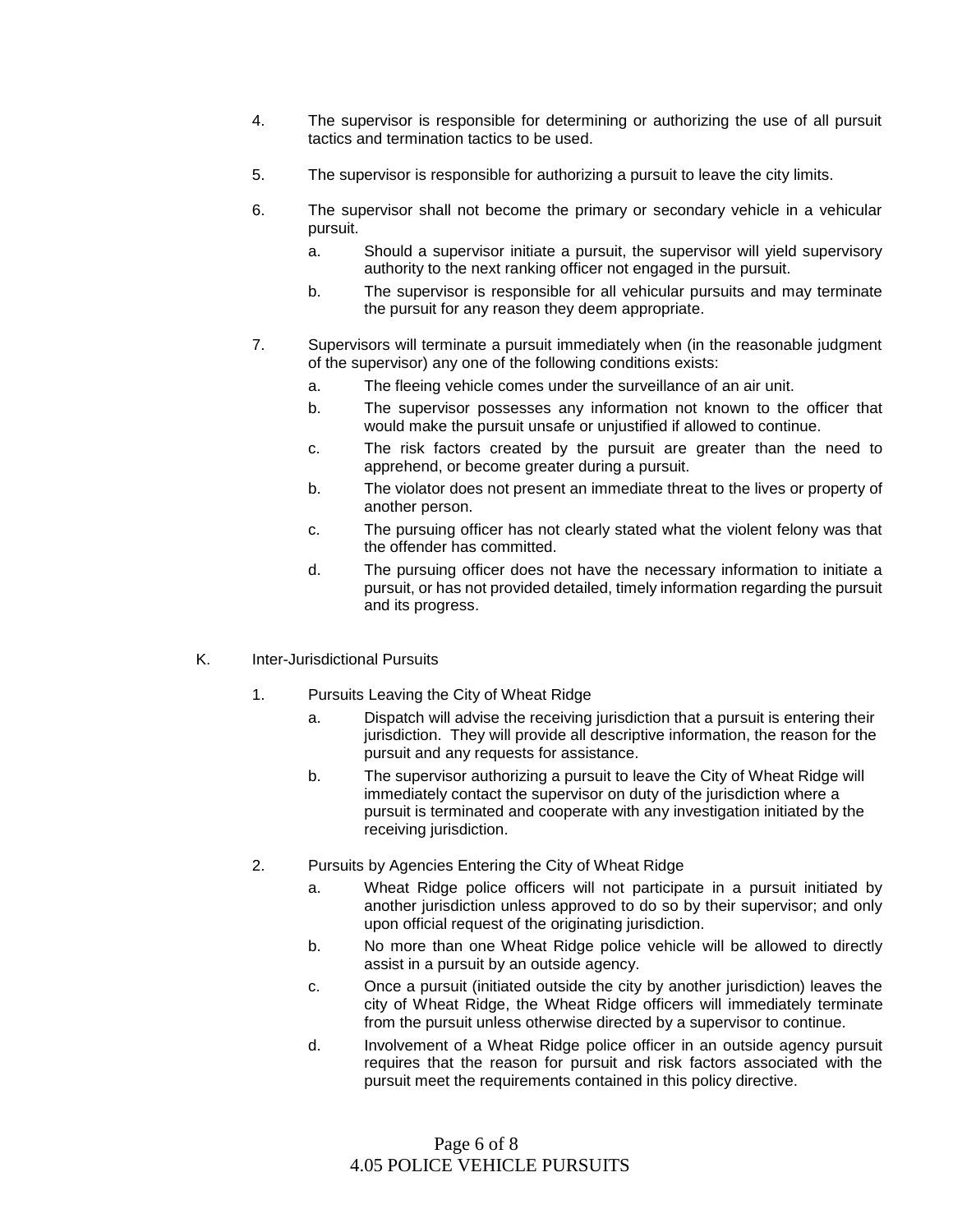4. The supervisor is responsible for determining or authorizing the use of all pursuit tactics and termination tactics to be used.

5. The supervisor is responsible for authorizing a pursuit to leave the city limits.

6. The supervisor shall not become the primary or secondary vehicle in a vehicular pursuit.
   a. Should a supervisor initiate a pursuit, the supervisor will yield supervisory authority to the next ranking officer not engaged in the pursuit.
   b. The supervisor is responsible for all vehicular pursuits and may terminate the pursuit for any reason they deem appropriate.

7. Supervisors will terminate a pursuit immediately when (in the reasonable judgment of the supervisor) any one of the following conditions exists:
   a. The fleeing vehicle comes under the surveillance of an air unit.
   b. The supervisor possesses any information not known to the officer that would make the pursuit unsafe or unjustified if allowed to continue.
   c. The risk factors created by the pursuit are greater than the need to apprehend, or become greater during a pursuit.
   b. The violator does not present an immediate threat to the lives or property of another person.
   c. The pursuing officer has not clearly stated what the violent felony was that the offender has committed.
   d. The pursuing officer does not have the necessary information to initiate a pursuit, or has not provided detailed, timely information regarding the pursuit and its progress.

K. Inter-Jurisdictional Pursuits

1. Pursuits Leaving the City of Wheat Ridge
   a. Dispatch will advise the receiving jurisdiction that a pursuit is entering their jurisdiction. They will provide all descriptive information, the reason for the pursuit and any requests for assistance.
   b. The supervisor authorizing a pursuit to leave the City of Wheat Ridge will immediately contact the supervisor on duty of the jurisdiction where a pursuit is terminated and cooperate with any investigation initiated by the receiving jurisdiction.

2. Pursuits by Agencies Entering the City of Wheat Ridge
   a. Wheat Ridge police officers will not participate in a pursuit initiated by another jurisdiction unless approved to do so by their supervisor; and only upon official request of the originating jurisdiction.
   b. No more than one Wheat Ridge police vehicle will be allowed to directly assist in a pursuit by an outside agency.
   c. Once a pursuit (initiated outside the city by another jurisdiction) leaves the city of Wheat Ridge, the Wheat Ridge officers will immediately terminate from the pursuit unless otherwise directed by a supervisor to continue.
   d. Involvement of a Wheat Ridge police officer in an outside agency pursuit requires that the reason for pursuit and risk factors associated with the pursuit meet the requirements contained in this policy directive.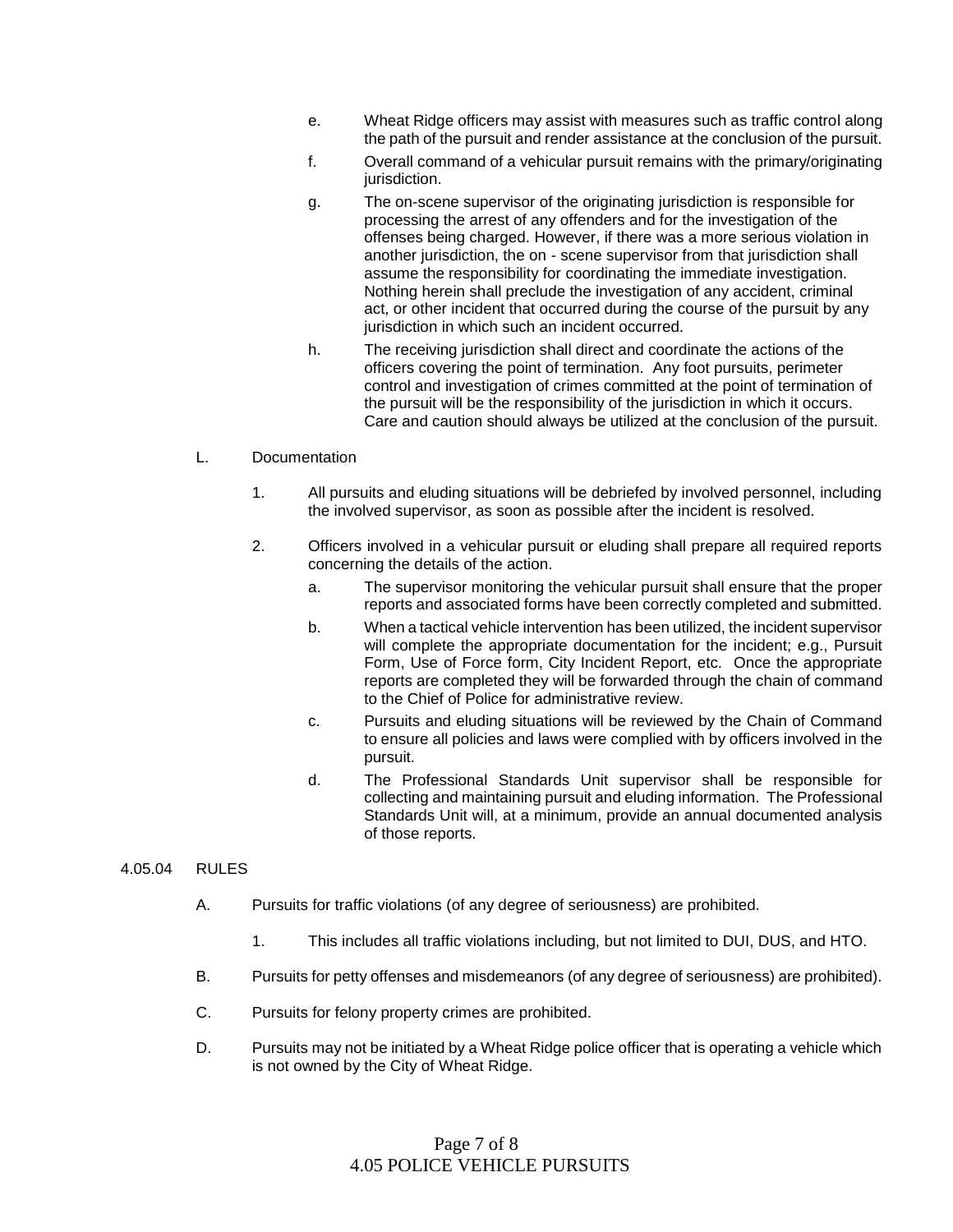e. Wheat Ridge officers may assist with measures such as traffic control along the path of the pursuit and render assistance at the conclusion of the pursuit.

f. Overall command of a vehicular pursuit remains with the primary/originating jurisdiction.

g. The on-scene supervisor of the originating jurisdiction is responsible for processing the arrest of any offenders and for the investigation of the offenses being charged. However, if there was a more serious violation in another jurisdiction, the on - scene supervisor from that jurisdiction shall assume the responsibility for coordinating the immediate investigation. Nothing herein shall preclude the investigation of any accident, criminal act, or other incident that occurred during the course of the pursuit by any jurisdiction in which such an incident occurred.

h. The receiving jurisdiction shall direct and coordinate the actions of the officers covering the point of termination. Any foot pursuits, perimeter control and investigation of crimes committed at the point of termination of the pursuit will be the responsibility of the jurisdiction in which it occurs. Care and caution should always be utilized at the conclusion of the pursuit.

L. Documentation

1. All pursuits and eluding situations will be debriefed by involved personnel, including the involved supervisor, as soon as possible after the incident is resolved.

2. Officers involved in a vehicular pursuit or eluding shall prepare all required reports concerning the details of the action.

   a. The supervisor monitoring the vehicular pursuit shall ensure that the proper reports and associated forms have been correctly completed and submitted.

   b. When a tactical vehicle intervention has been utilized, the incident supervisor will complete the appropriate documentation for the incident; e.g., Pursuit Form, Use of Force form, City Incident Report, etc. Once the appropriate reports are completed they will be forwarded through the chain of command to the Chief of Police for administrative review.

   c. Pursuits and eluding situations will be reviewed by the Chain of Command to ensure all policies and laws were complied with by officers involved in the pursuit.

   d. The Professional Standards Unit supervisor shall be responsible for collecting and maintaining pursuit and eluding information. The Professional Standards Unit will, at a minimum, provide an annual documented analysis of those reports.

## 4.05.04 RULES

A. Pursuits for traffic violations (of any degree of seriousness) are prohibited.

1. This includes all traffic violations including, but not limited to DUI, DUS, and HTO.

B. Pursuits for petty offenses and misdemeanors (of any degree of seriousness) are prohibited).

C. Pursuits for felony property crimes are prohibited.

D. Pursuits may not be initiated by a Wheat Ridge police officer that is operating a vehicle which is not owned by the City of Wheat Ridge.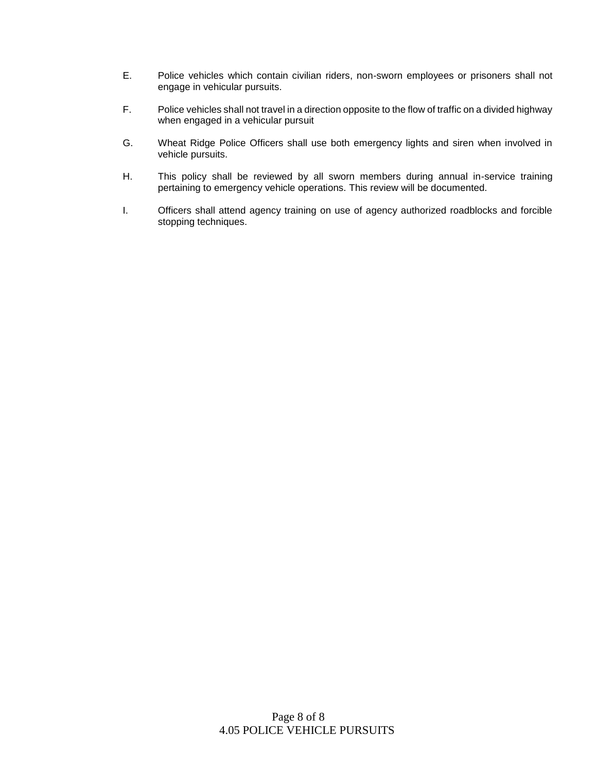E. Police vehicles which contain civilian riders, non-sworn employees or prisoners shall not engage in vehicular pursuits.

F. Police vehicles shall not travel in a direction opposite to the flow of traffic on a divided highway when engaged in a vehicular pursuit

G. Wheat Ridge Police Officers shall use both emergency lights and siren when involved in vehicle pursuits.

H. This policy shall be reviewed by all sworn members during annual in-service training pertaining to emergency vehicle operations. This review will be documented.

I. Officers shall attend agency training on use of agency authorized roadblocks and forcible stopping techniques.